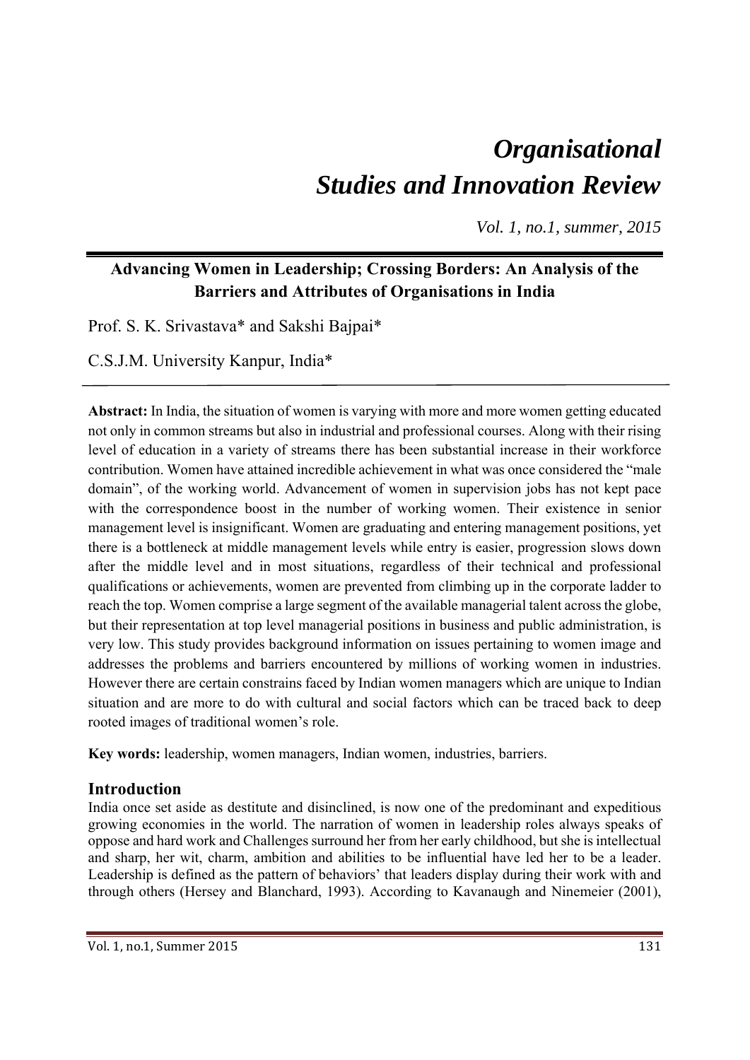# *Organisational Studies and Innovation Review*

*Vol. 1, no.1, summer, 2015*

## Advancing Women in Leadership; Crossing Borders: An Analysis of the Barriers and Attributes of Organisations in India

Prof. S. K. Srivastava* and Sakshi Bajpai*

C.S.J.M. University Kanpur, India*

**Abstract:** In India, the situation of women is varying with more and more women getting educated not only in common streams but also in industrial and professional courses. Along with their rising level of education in a variety of streams there has been substantial increase in their workforce contribution. Women have attained incredible achievement in what was once considered the "male domain", of the working world. Advancement of women in supervision jobs has not kept pace with the correspondence boost in the number of working women. Their existence in senior management level is insignificant. Women are graduating and entering management positions, yet there is a bottleneck at middle management levels while entry is easier, progression slows down after the middle level and in most situations, regardless of their technical and professional qualifications or achievements, women are prevented from climbing up in the corporate ladder to reach the top. Women comprise a large segment of the available managerial talent across the globe, but their representation at top level managerial positions in business and public administration, is very low. This study provides background information on issues pertaining to women image and addresses the problems and barriers encountered by millions of working women in industries. However there are certain constrains faced by Indian women managers which are unique to Indian situation and are more to do with cultural and social factors which can be traced back to deep rooted images of traditional women's role.

**Key words:** leadership, women managers, Indian women, industries, barriers.

## Introduction

India once set aside as destitute and disinclined, is now one of the predominant and expeditious growing economies in the world. The narration of women in leadership roles always speaks of oppose and hard work and Challenges surround her from her early childhood, but she is intellectual and sharp, her wit, charm, ambition and abilities to be influential have led her to be a leader. Leadership is defined as the pattern of behaviors' that leaders display during their work with and through others (Hersey and Blanchard, 1993). According to Kavanaugh and Ninemeier (2001),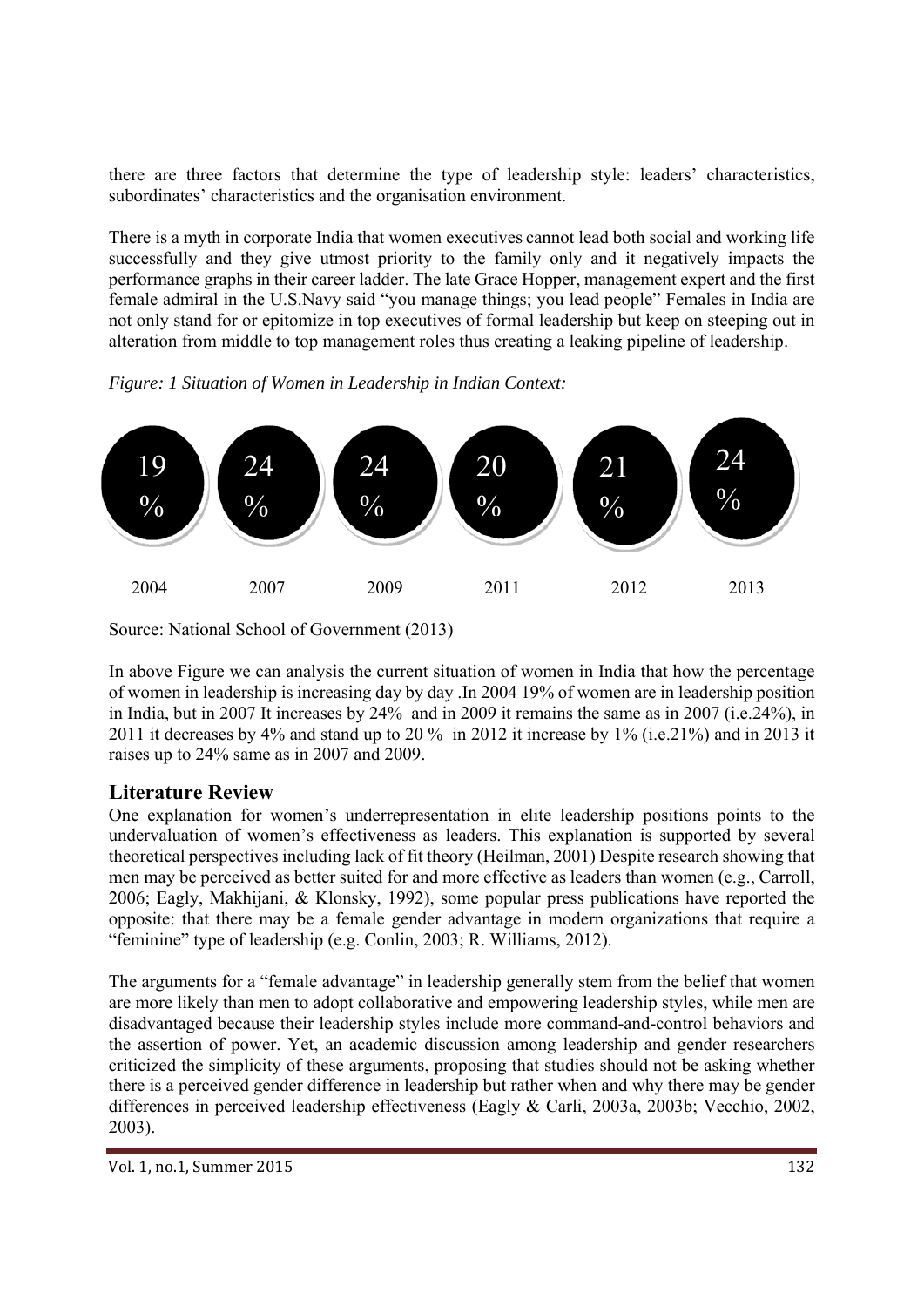there are three factors that determine the type of leadership style: leaders' characteristics, subordinates' characteristics and the organisation environment.

There is a myth in corporate India that women executives cannot lead both social and working life successfully and they give utmost priority to the family only and it negatively impacts the performance graphs in their career ladder. The late Grace Hopper, management expert and the first female admiral in the U.S.Navy said "you manage things; you lead people" Females in India are not only stand for or epitomize in top executives of formal leadership but keep on steeping out in alteration from middle to top management roles thus creating a leaking pipeline of leadership.

*Figure: 1 Situation of Women in Leadership in Indian Context:*

| 2004 | 2007 | 2009 | 2011 | 2012 | 2013 |
|---|---|---|---|---|---|
| 19 % | 24 % | 24 % | 20 % | 21 % | 24 % |

Source: National School of Government (2013)

In above Figure we can analysis the current situation of women in India that how the percentage of women in leadership is increasing day by day .In 2004 19% of women are in leadership position in India, but in 2007 It increases by 24% and in 2009 it remains the same as in 2007 (i.e.24%), in 2011 it decreases by 4% and stand up to 20 % in 2012 it increase by 1% (i.e.21%) and in 2013 it raises up to 24% same as in 2007 and 2009.

## Literature Review

One explanation for women's underrepresentation in elite leadership positions points to the undervaluation of women's effectiveness as leaders. This explanation is supported by several theoretical perspectives including lack of fit theory (Heilman, 2001) Despite research showing that men may be perceived as better suited for and more effective as leaders than women (e.g., Carroll, 2006; Eagly, Makhijani, & Klonsky, 1992), some popular press publications have reported the opposite: that there may be a female gender advantage in modern organizations that require a "feminine" type of leadership (e.g. Conlin, 2003; R. Williams, 2012).

The arguments for a "female advantage" in leadership generally stem from the belief that women are more likely than men to adopt collaborative and empowering leadership styles, while men are disadvantaged because their leadership styles include more command-and-control behaviors and the assertion of power. Yet, an academic discussion among leadership and gender researchers criticized the simplicity of these arguments, proposing that studies should not be asking whether there is a perceived gender difference in leadership but rather when and why there may be gender differences in perceived leadership effectiveness (Eagly & Carli, 2003a, 2003b; Vecchio, 2002, 2003).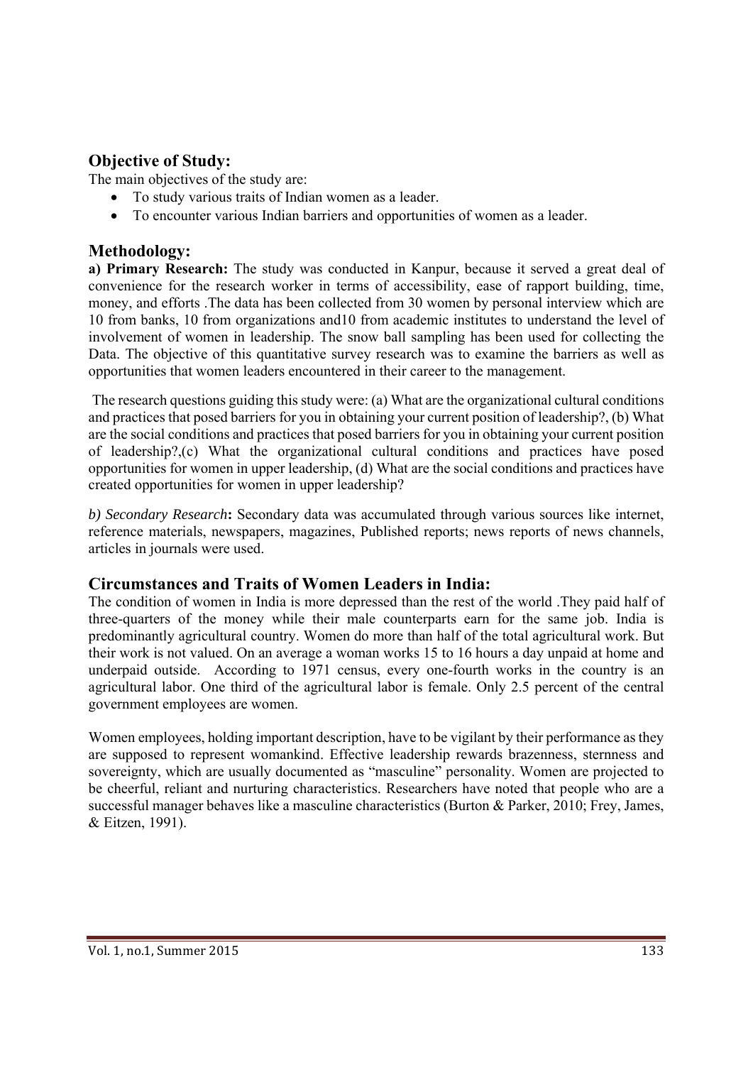## Objective of Study:

The main objectives of the study are:

- To study various traits of Indian women as a leader.
- To encounter various Indian barriers and opportunities of women as a leader.

## Methodology:

**a) Primary Research:** The study was conducted in Kanpur, because it served a great deal of convenience for the research worker in terms of accessibility, ease of rapport building, time, money, and efforts .The data has been collected from 30 women by personal interview which are 10 from banks, 10 from organizations and10 from academic institutes to understand the level of involvement of women in leadership. The snow ball sampling has been used for collecting the Data. The objective of this quantitative survey research was to examine the barriers as well as opportunities that women leaders encountered in their career to the management.

The research questions guiding this study were: (a) What are the organizational cultural conditions and practices that posed barriers for you in obtaining your current position of leadership?, (b) What are the social conditions and practices that posed barriers for you in obtaining your current position of leadership?,(c) What the organizational cultural conditions and practices have posed opportunities for women in upper leadership, (d) What are the social conditions and practices have created opportunities for women in upper leadership?

*b) Secondary Research***:** Secondary data was accumulated through various sources like internet, reference materials, newspapers, magazines, Published reports; news reports of news channels, articles in journals were used.

## Circumstances and Traits of Women Leaders in India:

The condition of women in India is more depressed than the rest of the world .They paid half of three-quarters of the money while their male counterparts earn for the same job. India is predominantly agricultural country. Women do more than half of the total agricultural work. But their work is not valued. On an average a woman works 15 to 16 hours a day unpaid at home and underpaid outside. According to 1971 census, every one-fourth works in the country is an agricultural labor. One third of the agricultural labor is female. Only 2.5 percent of the central government employees are women.

Women employees, holding important description, have to be vigilant by their performance as they are supposed to represent womankind. Effective leadership rewards brazenness, sternness and sovereignty, which are usually documented as "masculine" personality. Women are projected to be cheerful, reliant and nurturing characteristics. Researchers have noted that people who are a successful manager behaves like a masculine characteristics (Burton & Parker, 2010; Frey, James, & Eitzen, 1991).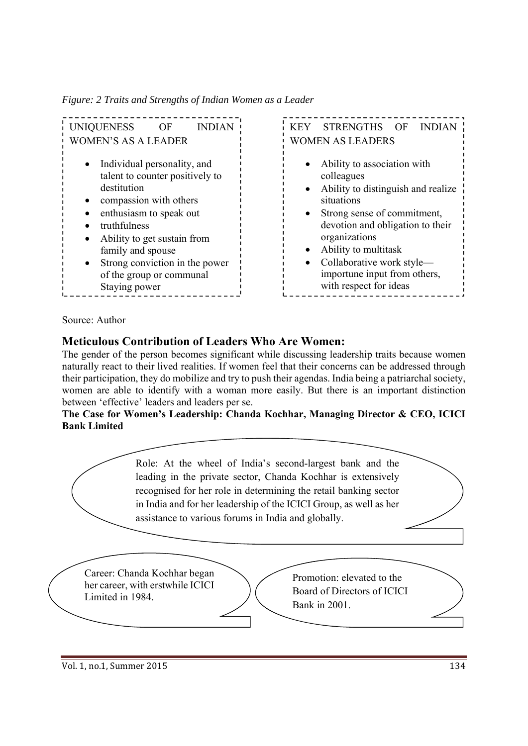*Figure: 2 Traits and Strengths of Indian Women as a Leader*

**UNIQUENESS OF INDIAN WOMEN'S AS A LEADER**

- Individual personality, and talent to counter positively to destitution
- compassion with others
- enthusiasm to speak out
- truthfulness
- Ability to get sustain from family and spouse
- Strong conviction in the power of the group or communal Staying power

**KEY STRENGTHS OF INDIAN WOMEN AS LEADERS**

- Ability to association with colleagues
- Ability to distinguish and realize situations
- Strong sense of commitment, devotion and obligation to their organizations
- Ability to multitask
- Collaborative work style—importune input from others, with respect for ideas

Source: Author

## Meticulous Contribution of Leaders Who Are Women:

The gender of the person becomes significant while discussing leadership traits because women naturally react to their lived realities. If women feel that their concerns can be addressed through their participation, they do mobilize and try to push their agendas. India being a patriarchal society, women are able to identify with a woman more easily. But there is an important distinction between 'effective' leaders and leaders per se.

**The Case for Women's Leadership: Chanda Kochhar, Managing Director & CEO, ICICI Bank Limited**

Role: At the wheel of India's second-largest bank and the leading in the private sector, Chanda Kochhar is extensively recognised for her role in determining the retail banking sector in India and for her leadership of the ICICI Group, as well as her assistance to various forums in India and globally.

Career: Chanda Kochhar began her career, with erstwhile ICICI Limited in 1984.

Promotion: elevated to the Board of Directors of ICICI Bank in 2001.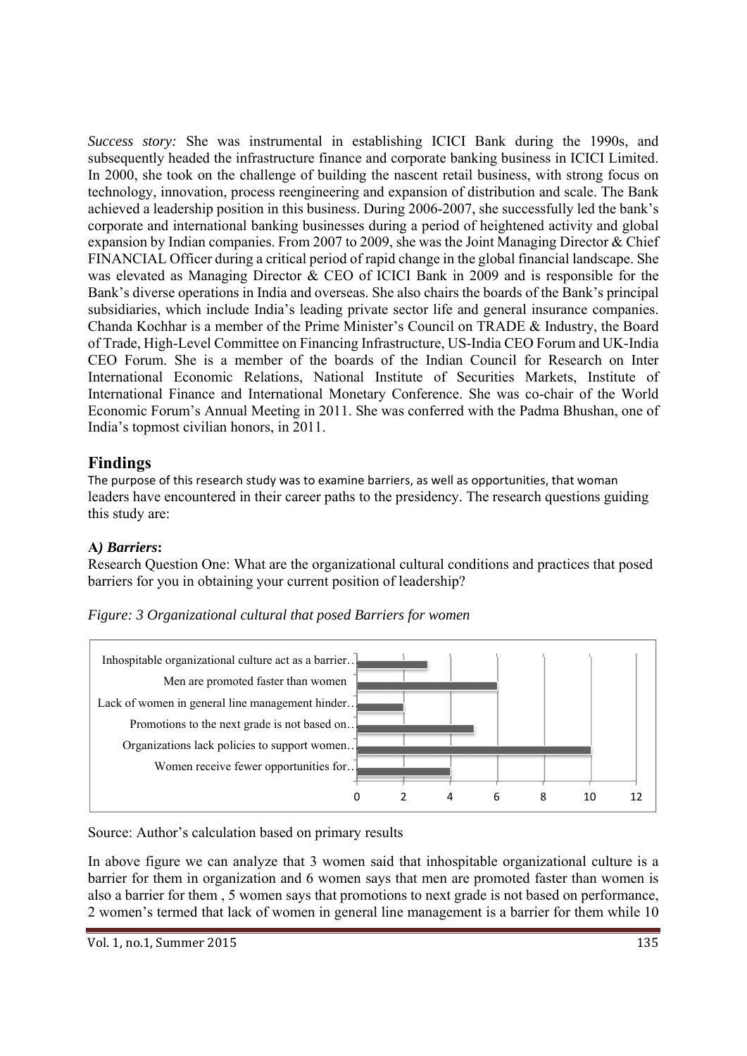*Success story:* She was instrumental in establishing ICICI Bank during the 1990s, and subsequently headed the infrastructure finance and corporate banking business in ICICI Limited. In 2000, she took on the challenge of building the nascent retail business, with strong focus on technology, innovation, process reengineering and expansion of distribution and scale. The Bank achieved a leadership position in this business. During 2006-2007, she successfully led the bank's corporate and international banking businesses during a period of heightened activity and global expansion by Indian companies. From 2007 to 2009, she was the Joint Managing Director & Chief FINANCIAL Officer during a critical period of rapid change in the global financial landscape. She was elevated as Managing Director & CEO of ICICI Bank in 2009 and is responsible for the Bank's diverse operations in India and overseas. She also chairs the boards of the Bank's principal subsidiaries, which include India's leading private sector life and general insurance companies. Chanda Kochhar is a member of the Prime Minister's Council on TRADE & Industry, the Board of Trade, High-Level Committee on Financing Infrastructure, US-India CEO Forum and UK-India CEO Forum. She is a member of the boards of the Indian Council for Research on Inter International Economic Relations, National Institute of Securities Markets, Institute of International Finance and International Monetary Conference. She was co-chair of the World Economic Forum's Annual Meeting in 2011. She was conferred with the Padma Bhushan, one of India's topmost civilian honors, in 2011.

## Findings

The purpose of this research study was to examine barriers, as well as opportunities, that woman leaders have encountered in their career paths to the presidency. The research questions guiding this study are:

### A) *Barriers*:

Research Question One: What are the organizational cultural conditions and practices that posed barriers for you in obtaining your current position of leadership?

*Figure: 3 Organizational cultural that posed Barriers for women*

| Category | Value |
|---|---|
| Inhospitable organizational culture act as a barrier… | 3 |
| Men are promoted faster than women | 6 |
| Lack of women in general line management hinder… | 2 |
| Promotions to the next grade is not based on… | 5 |
| Organizations lack policies to support women… | 10 |
| Women receive fewer opportunities for… | 4 |

Source: Author's calculation based on primary results

In above figure we can analyze that 3 women said that inhospitable organizational culture is a barrier for them in organization and 6 women says that men are promoted faster than women is also a barrier for them , 5 women says that promotions to next grade is not based on performance, 2 women's termed that lack of women in general line management is a barrier for them while 10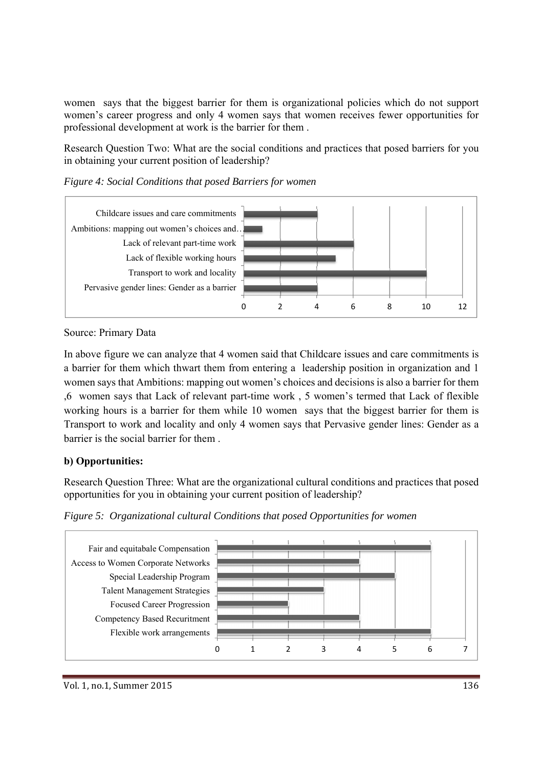women says that the biggest barrier for them is organizational policies which do not support women's career progress and only 4 women says that women receives fewer opportunities for professional development at work is the barrier for them .

Research Question Two: What are the social conditions and practices that posed barriers for you in obtaining your current position of leadership?

*Figure 4: Social Conditions that posed Barriers for women*

| Condition | Number of women |
|---|---|
| Childcare issues and care commitments | 4 |
| Ambitions: mapping out women's choices and… | 1 |
| Lack of relevant part-time work | 6 |
| Lack of flexible working hours | 5 |
| Transport to work and locality | 10 |
| Pervasive gender lines: Gender as a barrier | 4 |

Source: Primary Data

In above figure we can analyze that 4 women said that Childcare issues and care commitments is a barrier for them which thwart them from entering a leadership position in organization and 1 women says that Ambitions: mapping out women's choices and decisions is also a barrier for them ,6 women says that Lack of relevant part-time work , 5 women's termed that Lack of flexible working hours is a barrier for them while 10 women says that the biggest barrier for them is Transport to work and locality and only 4 women says that Pervasive gender lines: Gender as a barrier is the social barrier for them .

**b) Opportunities:**

Research Question Three: What are the organizational cultural conditions and practices that posed opportunities for you in obtaining your current position of leadership?

*Figure 5: Organizational cultural Conditions that posed Opportunities for women*

| Condition | Number of women |
|---|---|
| Fair and equitabale Compensation | 6 |
| Access to Women Corporate Networks | 4 |
| Special Leadership Program | 5 |
| Talent Management Strategies | 3 |
| Focused Career Progression | 2 |
| Competency Based Recuritment | 4 |
| Flexible work arrangements | 6 |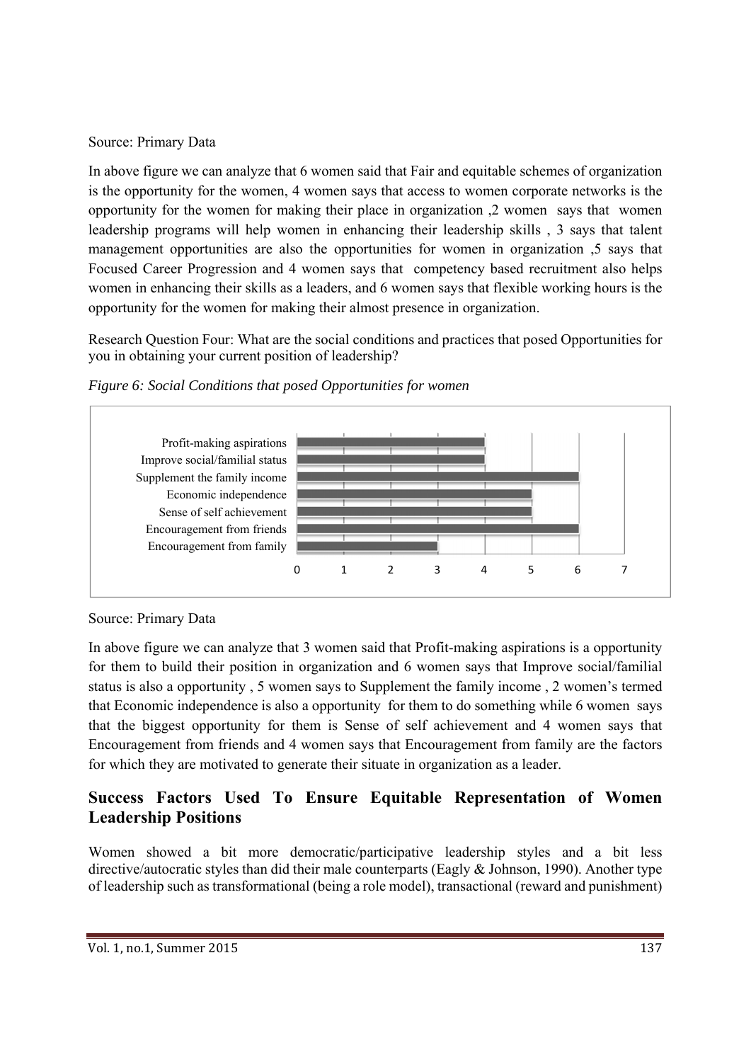Source: Primary Data

In above figure we can analyze that 6 women said that Fair and equitable schemes of organization is the opportunity for the women, 4 women says that access to women corporate networks is the opportunity for the women for making their place in organization ,2 women says that women leadership programs will help women in enhancing their leadership skills , 3 says that talent management opportunities are also the opportunities for women in organization ,5 says that Focused Career Progression and 4 women says that competency based recruitment also helps women in enhancing their skills as a leaders, and 6 women says that flexible working hours is the opportunity for the women for making their almost presence in organization.

Research Question Four: What are the social conditions and practices that posed Opportunities for you in obtaining your current position of leadership?

*Figure 6: Social Conditions that posed Opportunities for women*

| Social condition | Value |
| --- | --- |
| Profit-making aspirations | 4 |
| Improve social/familial status | 4 |
| Supplement the family income | 6 |
| Economic independence | 5 |
| Sense of self achievement | 5 |
| Encouragement from friends | 6 |
| Encouragement from family | 3 |

Source: Primary Data

In above figure we can analyze that 3 women said that Profit-making aspirations is a opportunity for them to build their position in organization and 6 women says that Improve social/familial status is also a opportunity , 5 women says to Supplement the family income , 2 women's termed that Economic independence is also a opportunity for them to do something while 6 women says that the biggest opportunity for them is Sense of self achievement and 4 women says that Encouragement from friends and 4 women says that Encouragement from family are the factors for which they are motivated to generate their situate in organization as a leader.

## Success Factors Used To Ensure Equitable Representation of Women Leadership Positions

Women showed a bit more democratic/participative leadership styles and a bit less directive/autocratic styles than did their male counterparts (Eagly & Johnson, 1990). Another type of leadership such as transformational (being a role model), transactional (reward and punishment)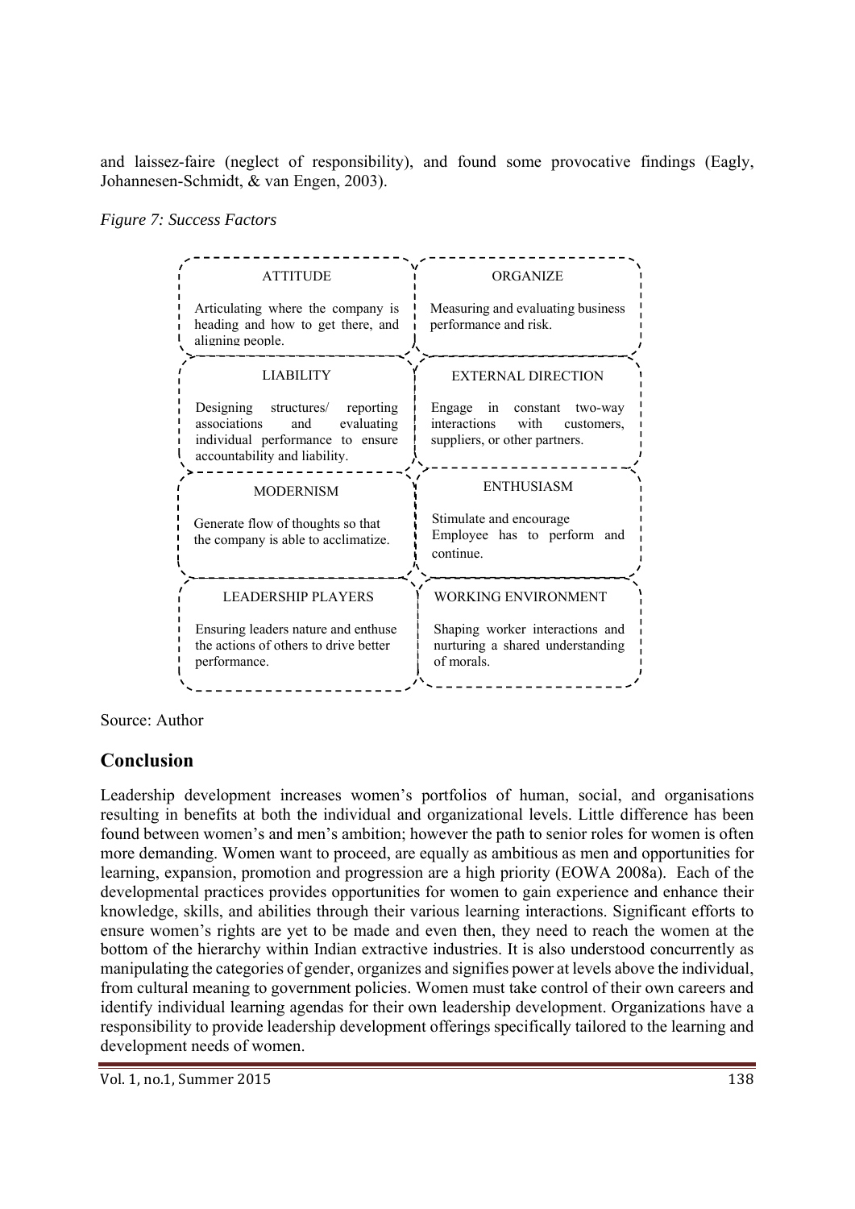and laissez-faire (neglect of responsibility), and found some provocative findings (Eagly, Johannesen-Schmidt, & van Engen, 2003).

*Figure 7: Success Factors*

| ATTITUDE | ORGANIZE |
| --- | --- |
| Articulating where the company is heading and how to get there, and aligning people. | Measuring and evaluating business performance and risk. |
| **LIABILITY** | **EXTERNAL DIRECTION** |
| Designing structures/ reporting associations and evaluating individual performance to ensure accountability and liability. | Engage in constant two-way interactions with customers, suppliers, or other partners. |
| **MODERNISM** | **ENTHUSIASM** |
| Generate flow of thoughts so that the company is able to acclimatize. | Stimulate and encourage Employee has to perform and continue. |
| **LEADERSHIP PLAYERS** | **WORKING ENVIRONMENT** |
| Ensuring leaders nature and enthuse the actions of others to drive better performance. | Shaping worker interactions and nurturing a shared understanding of morals. |

Source: Author

## Conclusion

Leadership development increases women's portfolios of human, social, and organisations resulting in benefits at both the individual and organizational levels. Little difference has been found between women's and men's ambition; however the path to senior roles for women is often more demanding. Women want to proceed, are equally as ambitious as men and opportunities for learning, expansion, promotion and progression are a high priority (EOWA 2008a). Each of the developmental practices provides opportunities for women to gain experience and enhance their knowledge, skills, and abilities through their various learning interactions. Significant efforts to ensure women's rights are yet to be made and even then, they need to reach the women at the bottom of the hierarchy within Indian extractive industries. It is also understood concurrently as manipulating the categories of gender, organizes and signifies power at levels above the individual, from cultural meaning to government policies. Women must take control of their own careers and identify individual learning agendas for their own leadership development. Organizations have a responsibility to provide leadership development offerings specifically tailored to the learning and development needs of women.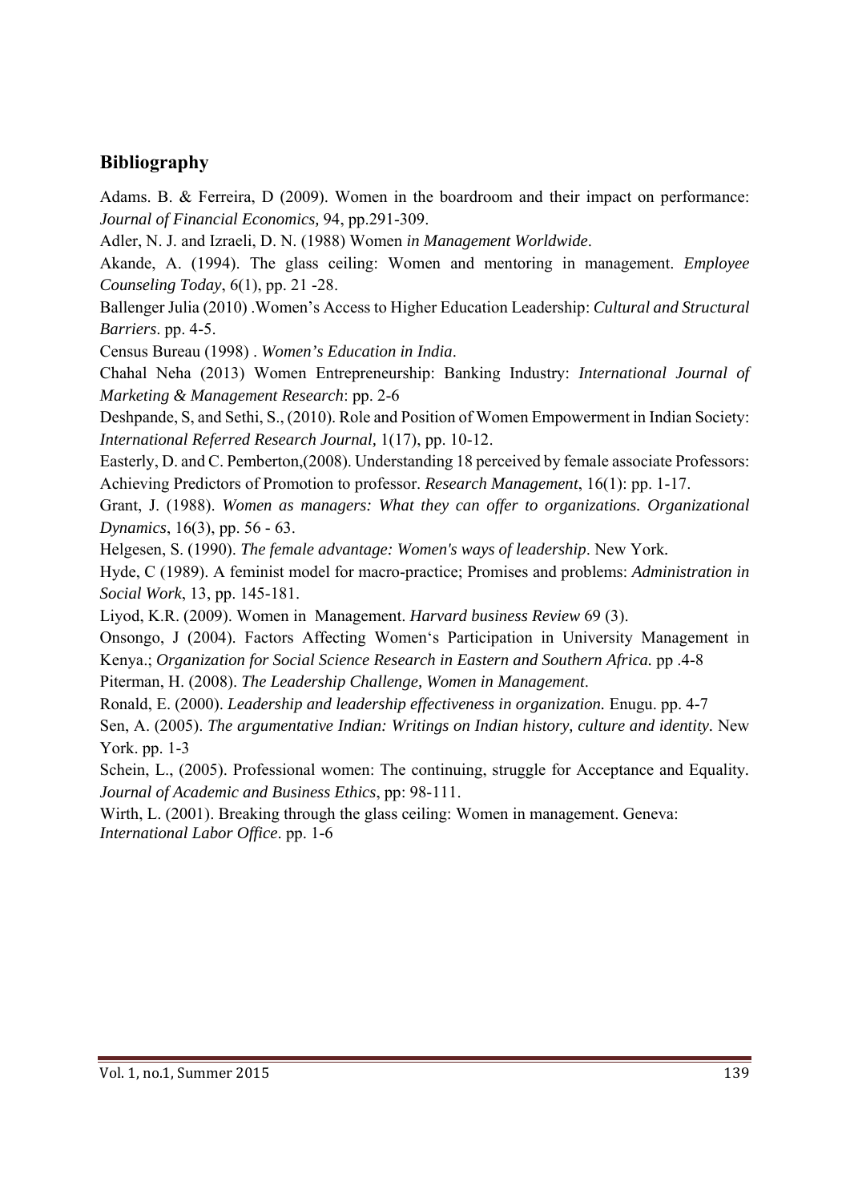## Bibliography

Adams. B. & Ferreira, D (2009). Women in the boardroom and their impact on performance: *Journal of Financial Economics,* 94, pp.291-309.

Adler, N. J. and Izraeli, D. N. (1988) Women *in Management Worldwide*.

Akande, A. (1994). The glass ceiling: Women and mentoring in management. *Employee Counseling Today*, 6(1), pp. 21 -28.

Ballenger Julia (2010) .Women's Access to Higher Education Leadership: *Cultural and Structural Barriers*. pp. 4-5.

Census Bureau (1998) . *Women's Education in India*.

Chahal Neha (2013) Women Entrepreneurship: Banking Industry: *International Journal of Marketing & Management Research*: pp. 2-6

Deshpande, S, and Sethi, S., (2010). Role and Position of Women Empowerment in Indian Society: *International Referred Research Journal,* 1(17), pp. 10-12.

Easterly, D. and C. Pemberton,(2008). Understanding 18 perceived by female associate Professors: Achieving Predictors of Promotion to professor. *Research Management*, 16(1): pp. 1-17.

Grant, J. (1988). *Women as managers: What they can offer to organizations. Organizational Dynamics*, 16(3), pp. 56 - 63.

Helgesen, S. (1990). *The female advantage: Women's ways of leadership*. New York.

Hyde, C (1989). A feminist model for macro-practice; Promises and problems: *Administration in Social Work*, 13, pp. 145-181.

Liyod, K.R. (2009). Women in Management. *Harvard business Review* 69 (3).

Onsongo, J (2004). Factors Affecting Women's Participation in University Management in Kenya.; *Organization for Social Science Research in Eastern and Southern Africa.* pp .4-8

Piterman, H. (2008). *The Leadership Challenge, Women in Management*.

Ronald, E. (2000). *Leadership and leadership effectiveness in organization.* Enugu. pp. 4-7

Sen, A. (2005). *The argumentative Indian: Writings on Indian history, culture and identity.* New York. pp. 1-3

Schein, L., (2005). Professional women: The continuing, struggle for Acceptance and Equality. *Journal of Academic and Business Ethics*, pp: 98-111.

Wirth, L. (2001). Breaking through the glass ceiling: Women in management. Geneva: *International Labor Office*. pp. 1-6